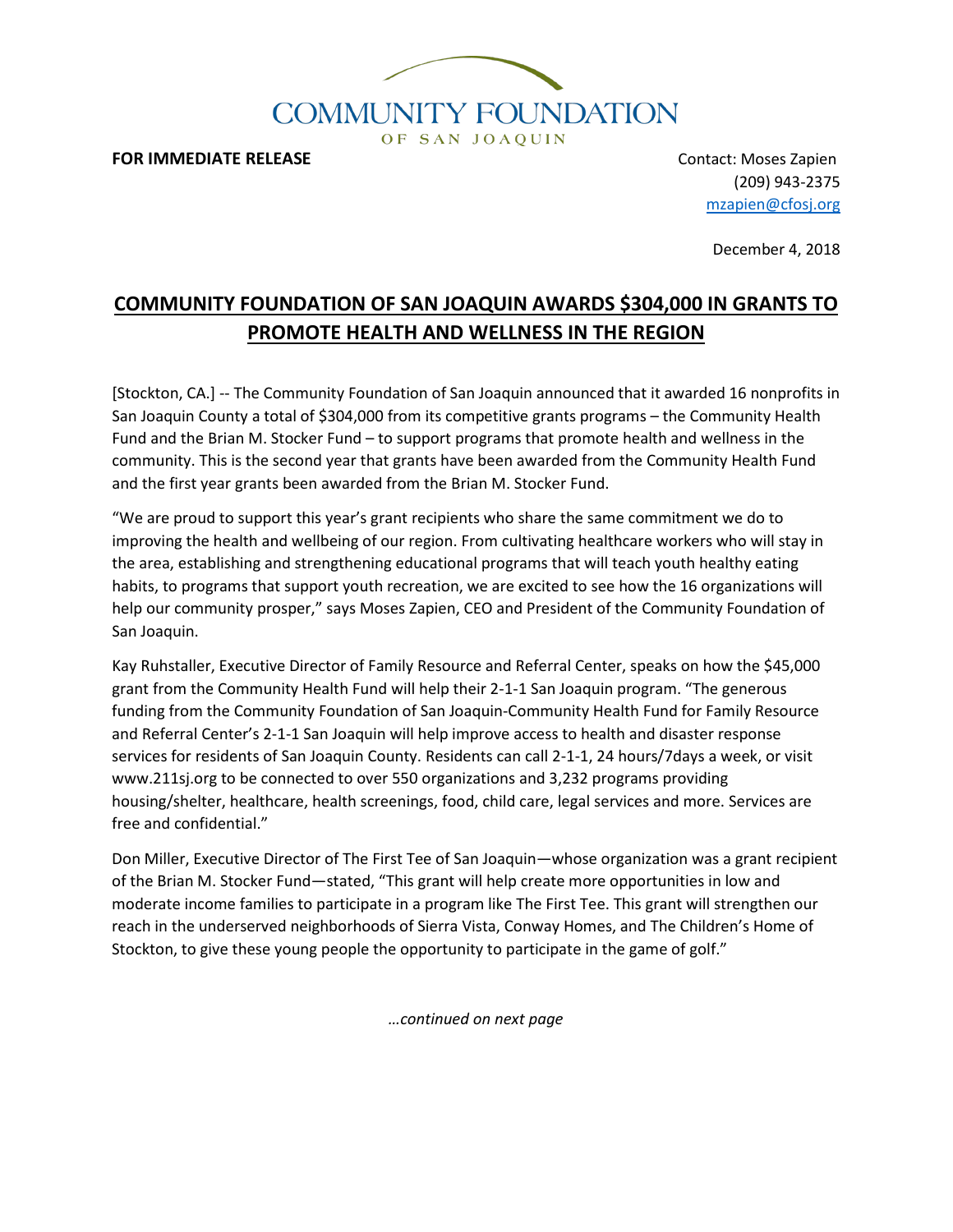COMMUNITY FOUNDATION
OF SAN JOAQUIN

**FOR IMMEDIATE RELEASE**

Contact: Moses Zapien
(209) 943-2375
mzapien@cfosj.org

December 4, 2018

# COMMUNITY FOUNDATION OF SAN JOAQUIN AWARDS $304,000 IN GRANTS TO PROMOTE HEALTH AND WELLNESS IN THE REGION

[Stockton, CA.] -- The Community Foundation of San Joaquin announced that it awarded 16 nonprofits in San Joaquin County a total of $304,000 from its competitive grants programs – the Community Health Fund and the Brian M. Stocker Fund – to support programs that promote health and wellness in the community. This is the second year that grants have been awarded from the Community Health Fund and the first year grants been awarded from the Brian M. Stocker Fund.

"We are proud to support this year's grant recipients who share the same commitment we do to improving the health and wellbeing of our region. From cultivating healthcare workers who will stay in the area, establishing and strengthening educational programs that will teach youth healthy eating habits, to programs that support youth recreation, we are excited to see how the 16 organizations will help our community prosper," says Moses Zapien, CEO and President of the Community Foundation of San Joaquin.

Kay Ruhstaller, Executive Director of Family Resource and Referral Center, speaks on how the $45,000 grant from the Community Health Fund will help their 2-1-1 San Joaquin program. "The generous funding from the Community Foundation of San Joaquin-Community Health Fund for Family Resource and Referral Center's 2-1-1 San Joaquin will help improve access to health and disaster response services for residents of San Joaquin County. Residents can call 2-1-1, 24 hours/7days a week, or visit www.211sj.org to be connected to over 550 organizations and 3,232 programs providing housing/shelter, healthcare, health screenings, food, child care, legal services and more. Services are free and confidential."

Don Miller, Executive Director of The First Tee of San Joaquin—whose organization was a grant recipient of the Brian M. Stocker Fund—stated, "This grant will help create more opportunities in low and moderate income families to participate in a program like The First Tee. This grant will strengthen our reach in the underserved neighborhoods of Sierra Vista, Conway Homes, and The Children's Home of Stockton, to give these young people the opportunity to participate in the game of golf."

*…continued on next page*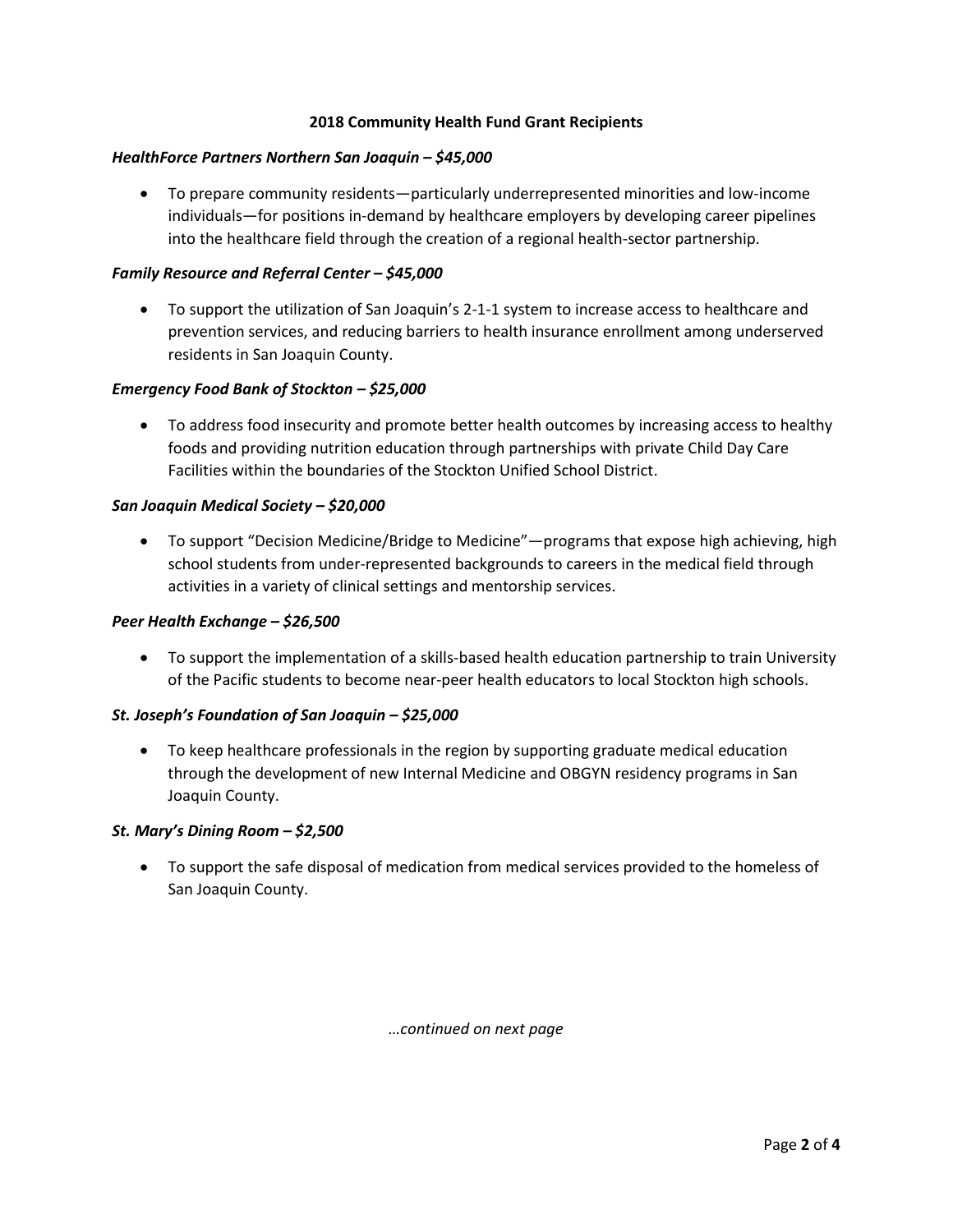**2018 Community Health Fund Grant Recipients**

***HealthForce Partners Northern San Joaquin – $45,000***

- To prepare community residents—particularly underrepresented minorities and low-income individuals—for positions in-demand by healthcare employers by developing career pipelines into the healthcare field through the creation of a regional health-sector partnership.

***Family Resource and Referral Center – $45,000***

- To support the utilization of San Joaquin's 2-1-1 system to increase access to healthcare and prevention services, and reducing barriers to health insurance enrollment among underserved residents in San Joaquin County.

***Emergency Food Bank of Stockton – $25,000***

- To address food insecurity and promote better health outcomes by increasing access to healthy foods and providing nutrition education through partnerships with private Child Day Care Facilities within the boundaries of the Stockton Unified School District.

***San Joaquin Medical Society – $20,000***

- To support "Decision Medicine/Bridge to Medicine"—programs that expose high achieving, high school students from under-represented backgrounds to careers in the medical field through activities in a variety of clinical settings and mentorship services.

***Peer Health Exchange – $26,500***

- To support the implementation of a skills-based health education partnership to train University of the Pacific students to become near-peer health educators to local Stockton high schools.

***St. Joseph's Foundation of San Joaquin – $25,000***

- To keep healthcare professionals in the region by supporting graduate medical education through the development of new Internal Medicine and OBGYN residency programs in San Joaquin County.

***St. Mary's Dining Room – $2,500***

- To support the safe disposal of medication from medical services provided to the homeless of San Joaquin County.

*…continued on next page*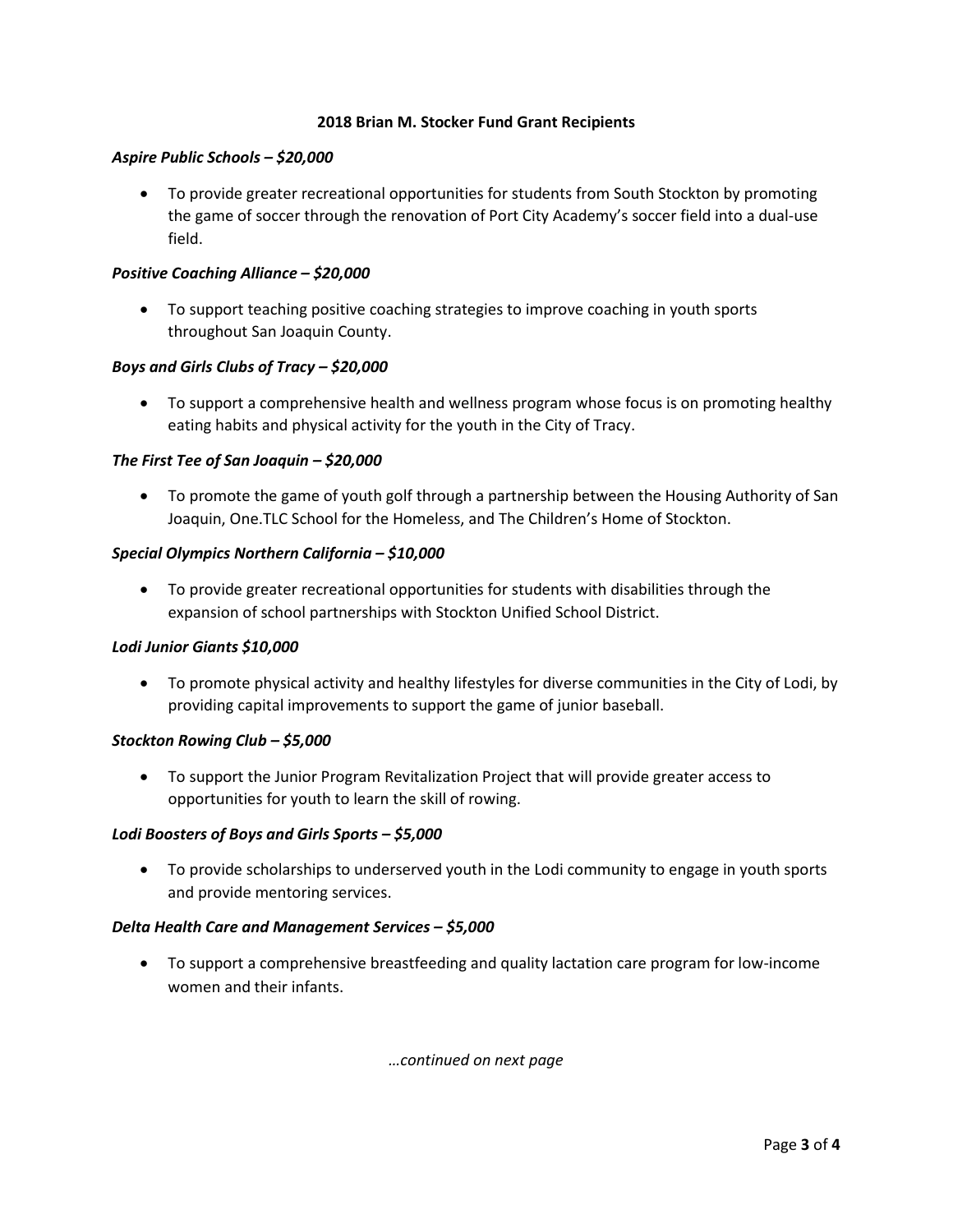**2018 Brian M. Stocker Fund Grant Recipients**

***Aspire Public Schools – $20,000***

- To provide greater recreational opportunities for students from South Stockton by promoting the game of soccer through the renovation of Port City Academy's soccer field into a dual-use field.

***Positive Coaching Alliance – $20,000***

- To support teaching positive coaching strategies to improve coaching in youth sports throughout San Joaquin County.

***Boys and Girls Clubs of Tracy – $20,000***

- To support a comprehensive health and wellness program whose focus is on promoting healthy eating habits and physical activity for the youth in the City of Tracy.

***The First Tee of San Joaquin – $20,000***

- To promote the game of youth golf through a partnership between the Housing Authority of San Joaquin, One.TLC School for the Homeless, and The Children's Home of Stockton.

***Special Olympics Northern California – $10,000***

- To provide greater recreational opportunities for students with disabilities through the expansion of school partnerships with Stockton Unified School District.

***Lodi Junior Giants $10,000***

- To promote physical activity and healthy lifestyles for diverse communities in the City of Lodi, by providing capital improvements to support the game of junior baseball.

***Stockton Rowing Club – $5,000***

- To support the Junior Program Revitalization Project that will provide greater access to opportunities for youth to learn the skill of rowing.

***Lodi Boosters of Boys and Girls Sports – $5,000***

- To provide scholarships to underserved youth in the Lodi community to engage in youth sports and provide mentoring services.

***Delta Health Care and Management Services – $5,000***

- To support a comprehensive breastfeeding and quality lactation care program for low-income women and their infants.

*…continued on next page*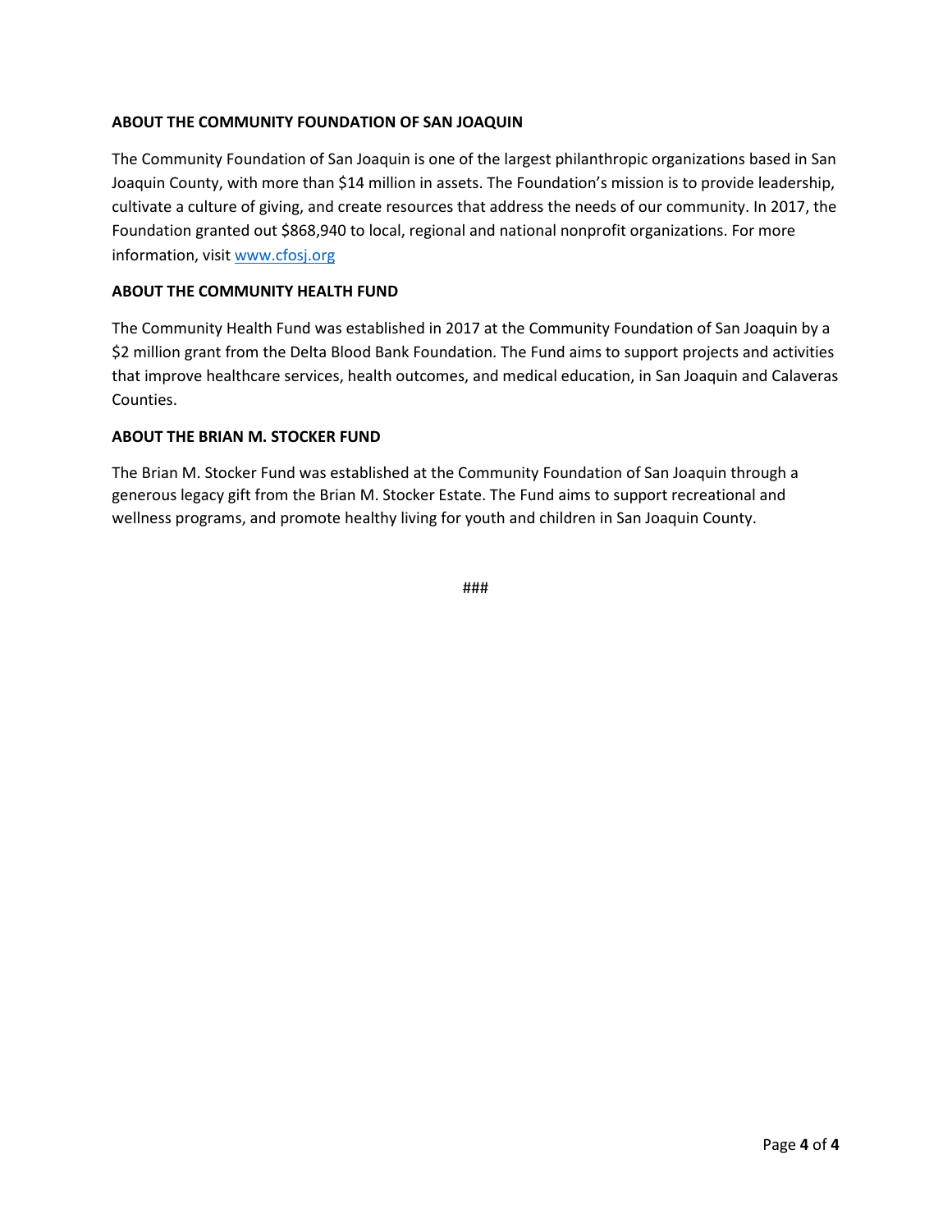**ABOUT THE COMMUNITY FOUNDATION OF SAN JOAQUIN**

The Community Foundation of San Joaquin is one of the largest philanthropic organizations based in San Joaquin County, with more than $14 million in assets. The Foundation's mission is to provide leadership, cultivate a culture of giving, and create resources that address the needs of our community. In 2017, the Foundation granted out $868,940 to local, regional and national nonprofit organizations. For more information, visit [www.cfosj.org](http://www.cfosj.org)

**ABOUT THE COMMUNITY HEALTH FUND**

The Community Health Fund was established in 2017 at the Community Foundation of San Joaquin by a $2 million grant from the Delta Blood Bank Foundation. The Fund aims to support projects and activities that improve healthcare services, health outcomes, and medical education, in San Joaquin and Calaveras Counties.

**ABOUT THE BRIAN M. STOCKER FUND**

The Brian M. Stocker Fund was established at the Community Foundation of San Joaquin through a generous legacy gift from the Brian M. Stocker Estate. The Fund aims to support recreational and wellness programs, and promote healthy living for youth and children in San Joaquin County.

###